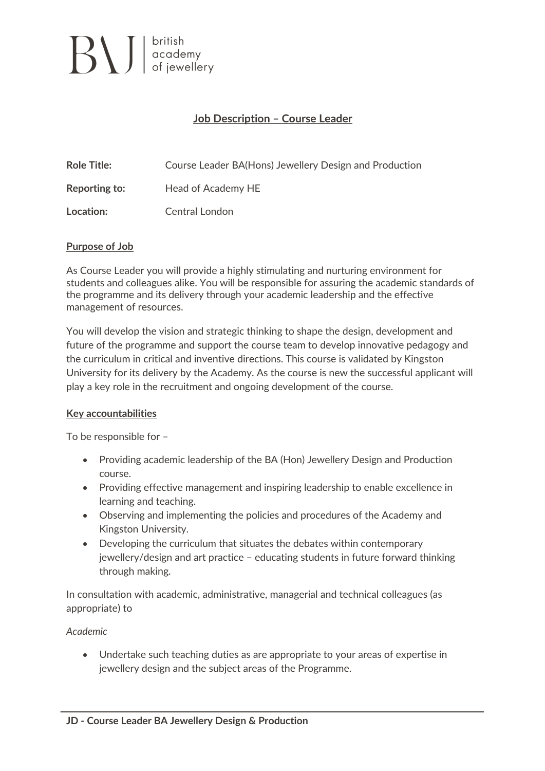# Job Description – Course Leader

| | |
|---|---|
| **Role Title:** | Course Leader BA(Hons) Jewellery Design and Production |
| **Reporting to:** | Head of Academy HE |
| **Location:** | Central London |

## Purpose of Job

As Course Leader you will provide a highly stimulating and nurturing environment for students and colleagues alike. You will be responsible for assuring the academic standards of the programme and its delivery through your academic leadership and the effective management of resources.

You will develop the vision and strategic thinking to shape the design, development and future of the programme and support the course team to develop innovative pedagogy and the curriculum in critical and inventive directions. This course is validated by Kingston University for its delivery by the Academy. As the course is new the successful applicant will play a key role in the recruitment and ongoing development of the course.

## Key accountabilities

To be responsible for –

- Providing academic leadership of the BA (Hon) Jewellery Design and Production course.
- Providing effective management and inspiring leadership to enable excellence in learning and teaching.
- Observing and implementing the policies and procedures of the Academy and Kingston University.
- Developing the curriculum that situates the debates within contemporary jewellery/design and art practice – educating students in future forward thinking through making.

In consultation with academic, administrative, managerial and technical colleagues (as appropriate) to

*Academic*

- Undertake such teaching duties as are appropriate to your areas of expertise in jewellery design and the subject areas of the Programme.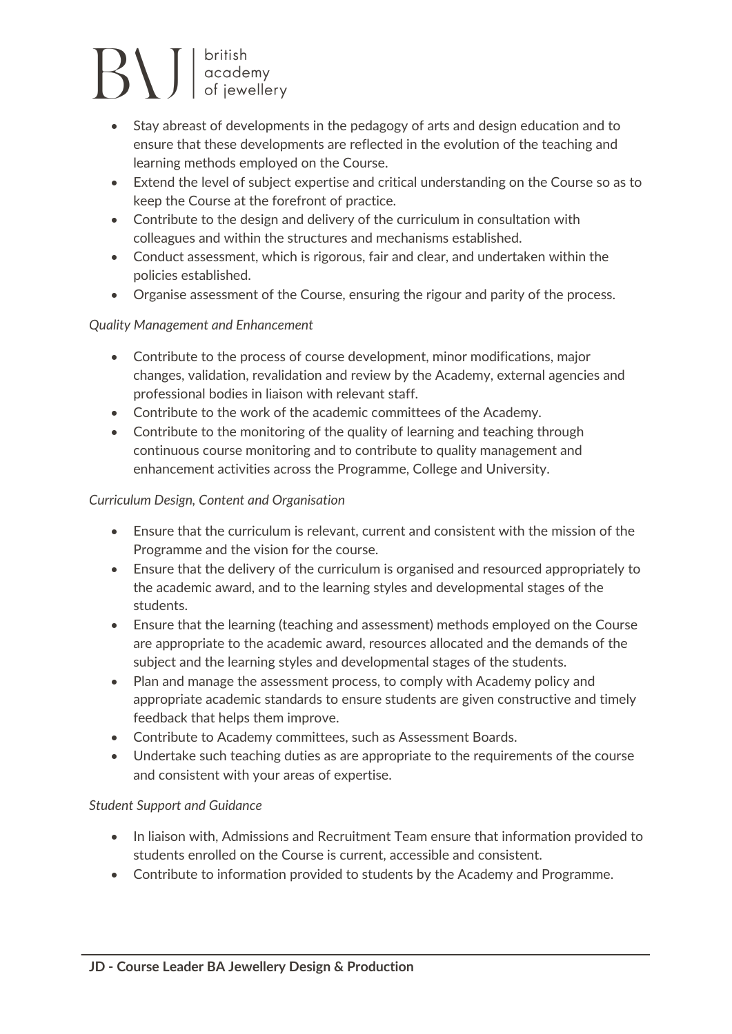- Stay abreast of developments in the pedagogy of arts and design education and to ensure that these developments are reflected in the evolution of the teaching and learning methods employed on the Course.
- Extend the level of subject expertise and critical understanding on the Course so as to keep the Course at the forefront of practice.
- Contribute to the design and delivery of the curriculum in consultation with colleagues and within the structures and mechanisms established.
- Conduct assessment, which is rigorous, fair and clear, and undertaken within the policies established.
- Organise assessment of the Course, ensuring the rigour and parity of the process.

*Quality Management and Enhancement*

- Contribute to the process of course development, minor modifications, major changes, validation, revalidation and review by the Academy, external agencies and professional bodies in liaison with relevant staff.
- Contribute to the work of the academic committees of the Academy.
- Contribute to the monitoring of the quality of learning and teaching through continuous course monitoring and to contribute to quality management and enhancement activities across the Programme, College and University.

*Curriculum Design, Content and Organisation*

- Ensure that the curriculum is relevant, current and consistent with the mission of the Programme and the vision for the course.
- Ensure that the delivery of the curriculum is organised and resourced appropriately to the academic award, and to the learning styles and developmental stages of the students.
- Ensure that the learning (teaching and assessment) methods employed on the Course are appropriate to the academic award, resources allocated and the demands of the subject and the learning styles and developmental stages of the students.
- Plan and manage the assessment process, to comply with Academy policy and appropriate academic standards to ensure students are given constructive and timely feedback that helps them improve.
- Contribute to Academy committees, such as Assessment Boards.
- Undertake such teaching duties as are appropriate to the requirements of the course and consistent with your areas of expertise.

*Student Support and Guidance*

- In liaison with, Admissions and Recruitment Team ensure that information provided to students enrolled on the Course is current, accessible and consistent.
- Contribute to information provided to students by the Academy and Programme.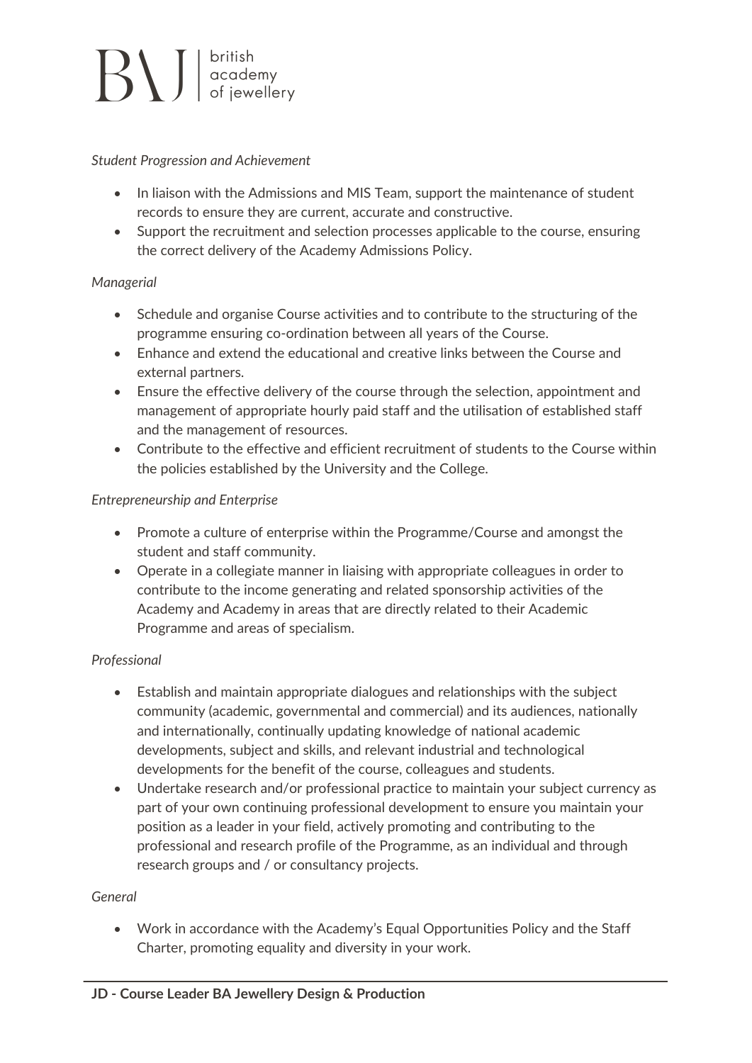*Student Progression and Achievement*

- In liaison with the Admissions and MIS Team, support the maintenance of student records to ensure they are current, accurate and constructive.
- Support the recruitment and selection processes applicable to the course, ensuring the correct delivery of the Academy Admissions Policy.

*Managerial*

- Schedule and organise Course activities and to contribute to the structuring of the programme ensuring co-ordination between all years of the Course.
- Enhance and extend the educational and creative links between the Course and external partners.
- Ensure the effective delivery of the course through the selection, appointment and management of appropriate hourly paid staff and the utilisation of established staff and the management of resources.
- Contribute to the effective and efficient recruitment of students to the Course within the policies established by the University and the College.

*Entrepreneurship and Enterprise*

- Promote a culture of enterprise within the Programme/Course and amongst the student and staff community.
- Operate in a collegiate manner in liaising with appropriate colleagues in order to contribute to the income generating and related sponsorship activities of the Academy and Academy in areas that are directly related to their Academic Programme and areas of specialism.

*Professional*

- Establish and maintain appropriate dialogues and relationships with the subject community (academic, governmental and commercial) and its audiences, nationally and internationally, continually updating knowledge of national academic developments, subject and skills, and relevant industrial and technological developments for the benefit of the course, colleagues and students.
- Undertake research and/or professional practice to maintain your subject currency as part of your own continuing professional development to ensure you maintain your position as a leader in your field, actively promoting and contributing to the professional and research profile of the Programme, as an individual and through research groups and / or consultancy projects.

*General*

- Work in accordance with the Academy's Equal Opportunities Policy and the Staff Charter, promoting equality and diversity in your work.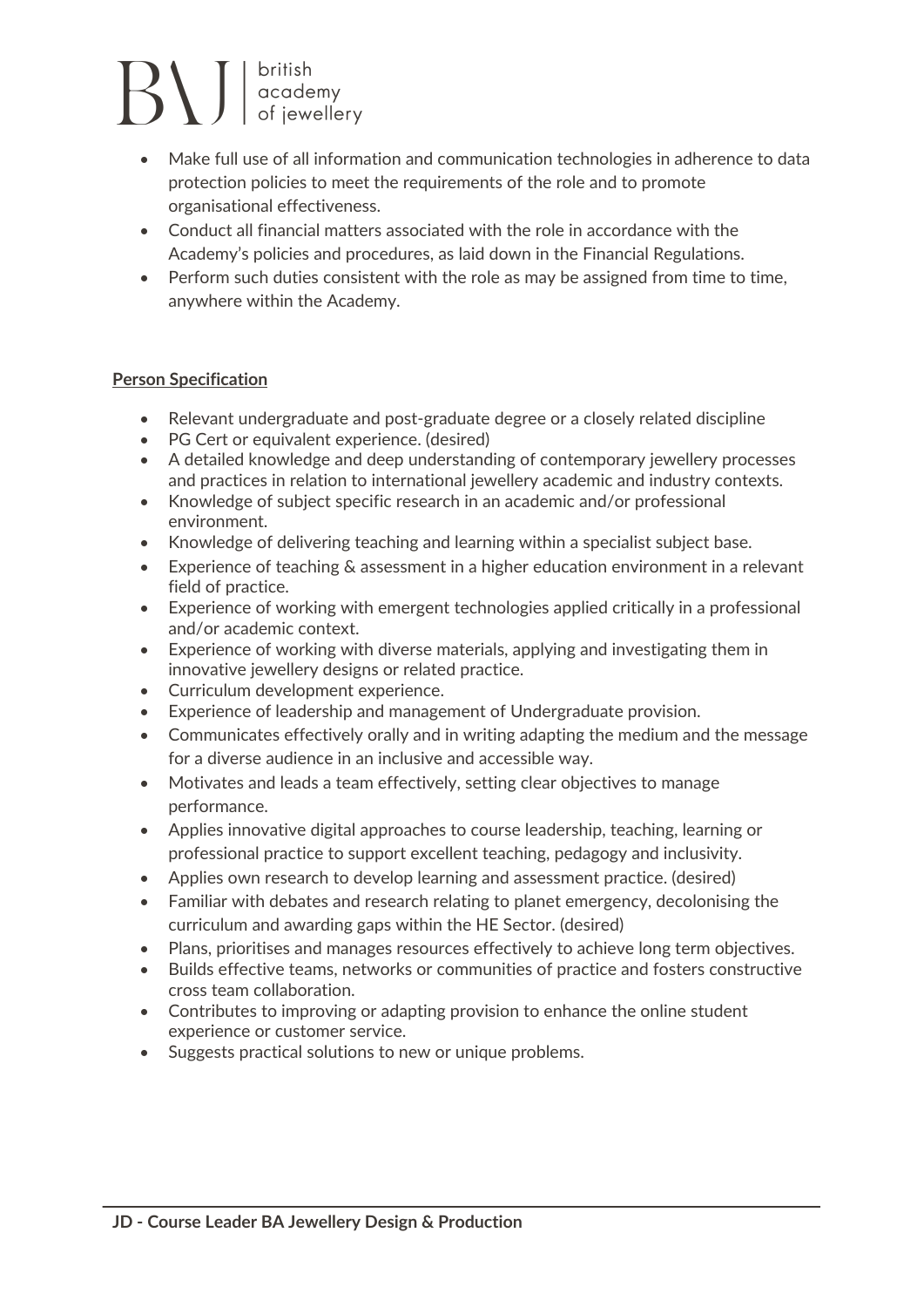- Make full use of all information and communication technologies in adherence to data protection policies to meet the requirements of the role and to promote organisational effectiveness.
- Conduct all financial matters associated with the role in accordance with the Academy's policies and procedures, as laid down in the Financial Regulations.
- Perform such duties consistent with the role as may be assigned from time to time, anywhere within the Academy.

**Person Specification**

- Relevant undergraduate and post-graduate degree or a closely related discipline
- PG Cert or equivalent experience. (desired)
- A detailed knowledge and deep understanding of contemporary jewellery processes and practices in relation to international jewellery academic and industry contexts.
- Knowledge of subject specific research in an academic and/or professional environment.
- Knowledge of delivering teaching and learning within a specialist subject base.
- Experience of teaching & assessment in a higher education environment in a relevant field of practice.
- Experience of working with emergent technologies applied critically in a professional and/or academic context.
- Experience of working with diverse materials, applying and investigating them in innovative jewellery designs or related practice.
- Curriculum development experience.
- Experience of leadership and management of Undergraduate provision.
- Communicates effectively orally and in writing adapting the medium and the message for a diverse audience in an inclusive and accessible way.
- Motivates and leads a team effectively, setting clear objectives to manage performance.
- Applies innovative digital approaches to course leadership, teaching, learning or professional practice to support excellent teaching, pedagogy and inclusivity.
- Applies own research to develop learning and assessment practice. (desired)
- Familiar with debates and research relating to planet emergency, decolonising the curriculum and awarding gaps within the HE Sector. (desired)
- Plans, prioritises and manages resources effectively to achieve long term objectives.
- Builds effective teams, networks or communities of practice and fosters constructive cross team collaboration.
- Contributes to improving or adapting provision to enhance the online student experience or customer service.
- Suggests practical solutions to new or unique problems.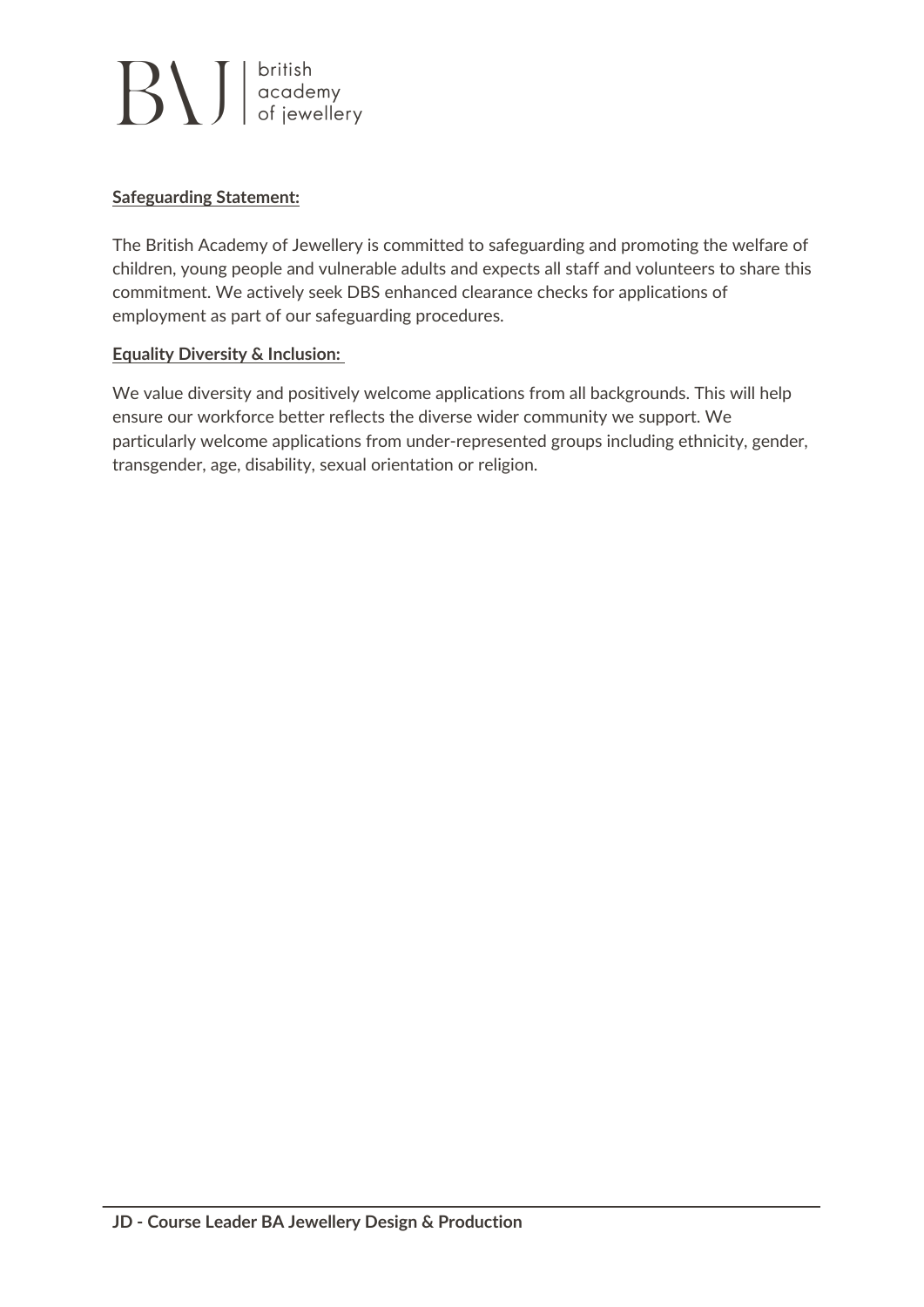**Safeguarding Statement:**

The British Academy of Jewellery is committed to safeguarding and promoting the welfare of children, young people and vulnerable adults and expects all staff and volunteers to share this commitment. We actively seek DBS enhanced clearance checks for applications of employment as part of our safeguarding procedures.

**Equality Diversity & Inclusion:**

We value diversity and positively welcome applications from all backgrounds. This will help ensure our workforce better reflects the diverse wider community we support. We particularly welcome applications from under-represented groups including ethnicity, gender, transgender, age, disability, sexual orientation or religion.